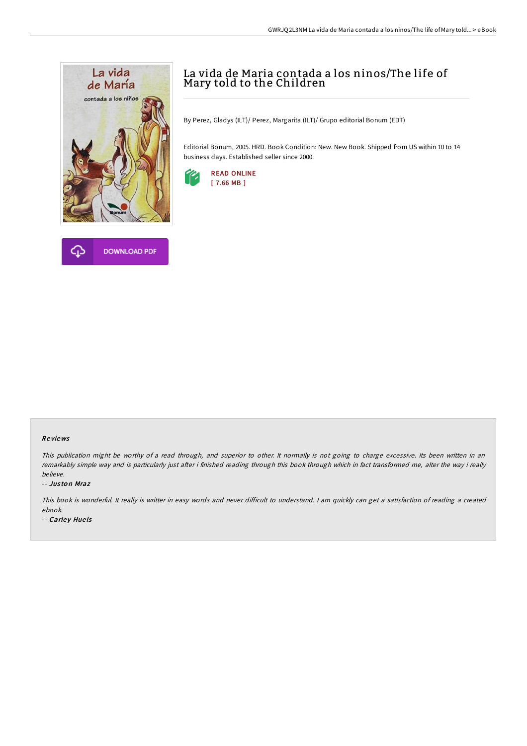# La vida de Maria contada a los ninos/The life of Mary told to the Children

By Perez, Gladys (ILT)/ Perez, Margarita (ILT)/ Grupo editorial Bonum (EDT)

Editorial Bonum, 2005. HRD. Book Condition: New. New Book. Shipped from US within 10 to 14 business days. Established seller since 2000.

READ ONLINE
[ 7.66 MB ]

DOWNLOAD PDF

### Reviews

*This publication might be worthy of a read through, and superior to other. It normally is not going to charge excessive. Its been written in an remarkably simple way and is particularly just after i finished reading through this book through which in fact transformed me, alter the way i really believe.*

-- *Juston Mraz*

*This book is wonderful. It really is writter in easy words and never difficult to understand. I am quickly can get a satisfaction of reading a created ebook.*

-- *Carley Huels*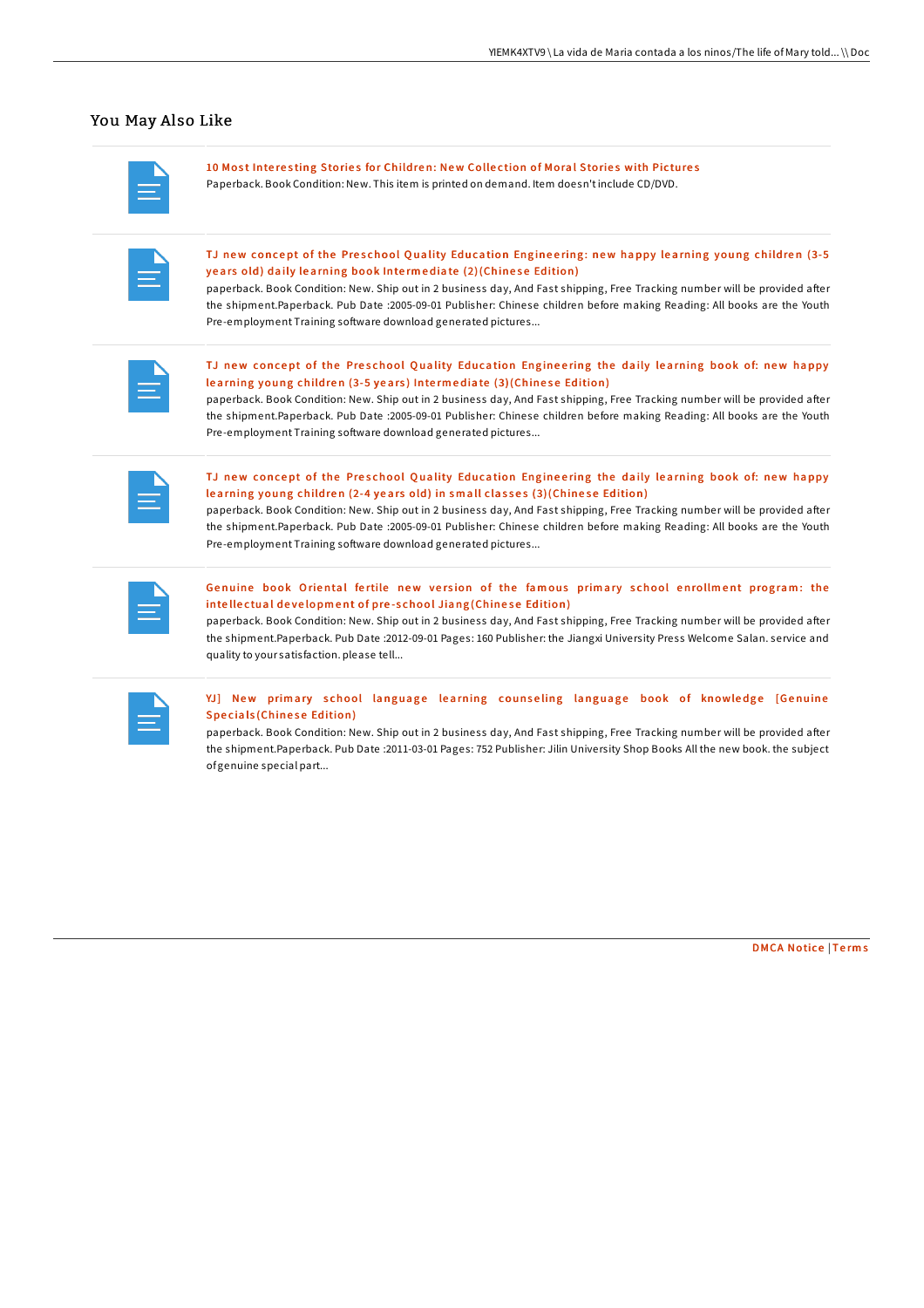## You May Also Like

**10 Most Interesting Stories for Children: New Collection of Moral Stories with Pictures**

Paperback. Book Condition: New. This item is printed on demand. Item doesn't include CD/DVD.

**TJ new concept of the Preschool Quality Education Engineering: new happy learning young children (3-5 years old) daily learning book Intermediate (2)(Chinese Edition)**

paperback. Book Condition: New. Ship out in 2 business day, And Fast shipping, Free Tracking number will be provided after the shipment.Paperback. Pub Date :2005-09-01 Publisher: Chinese children before making Reading: All books are the Youth Pre-employment Training software download generated pictures...

**TJ new concept of the Preschool Quality Education Engineering the daily learning book of: new happy learning young children (3-5 years) Intermediate (3)(Chinese Edition)**

paperback. Book Condition: New. Ship out in 2 business day, And Fast shipping, Free Tracking number will be provided after the shipment.Paperback. Pub Date :2005-09-01 Publisher: Chinese children before making Reading: All books are the Youth Pre-employment Training software download generated pictures...

**TJ new concept of the Preschool Quality Education Engineering the daily learning book of: new happy learning young children (2-4 years old) in small classes (3)(Chinese Edition)**

paperback. Book Condition: New. Ship out in 2 business day, And Fast shipping, Free Tracking number will be provided after the shipment.Paperback. Pub Date :2005-09-01 Publisher: Chinese children before making Reading: All books are the Youth Pre-employment Training software download generated pictures...

**Genuine book Oriental fertile new version of the famous primary school enrollment program: the intellectual development of pre-school Jiang(Chinese Edition)**

paperback. Book Condition: New. Ship out in 2 business day, And Fast shipping, Free Tracking number will be provided after the shipment.Paperback. Pub Date :2012-09-01 Pages: 160 Publisher: the Jiangxi University Press Welcome Salan. service and quality to your satisfaction. please tell...

**YJ] New primary school language learning counseling language book of knowledge [Genuine Specials(Chinese Edition)**

paperback. Book Condition: New. Ship out in 2 business day, And Fast shipping, Free Tracking number will be provided after the shipment.Paperback. Pub Date :2011-03-01 Pages: 752 Publisher: Jilin University Shop Books All the new book. the subject of genuine special part...